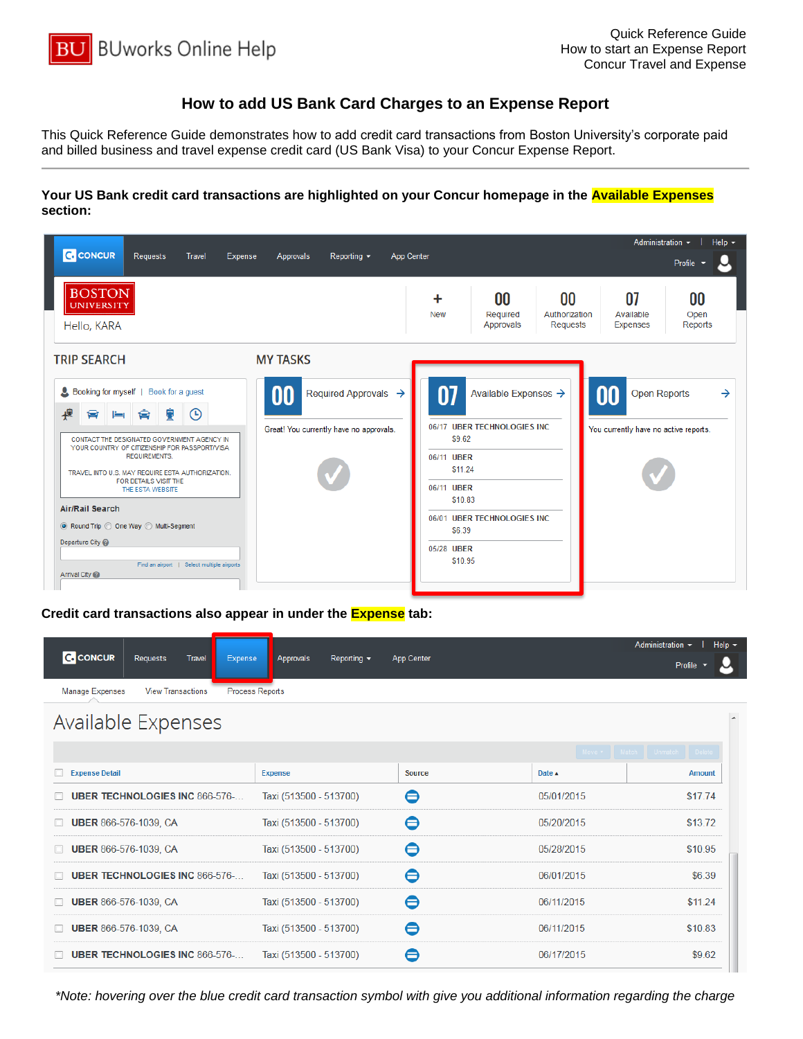# How to add US Bank Card Charges to an Expense Report

This Quick Reference Guide demonstrates how to add credit card transactions from Boston University's corporate paid and billed business and travel expense credit card (US Bank Visa) to your Concur Expense Report.

**Your US Bank credit card transactions are highlighted on your Concur homepage in the Available Expenses section:**

**Credit card transactions also appear in under the Expense tab:**

*\*Note: hovering over the blue credit card transaction symbol with give you additional information regarding the charge*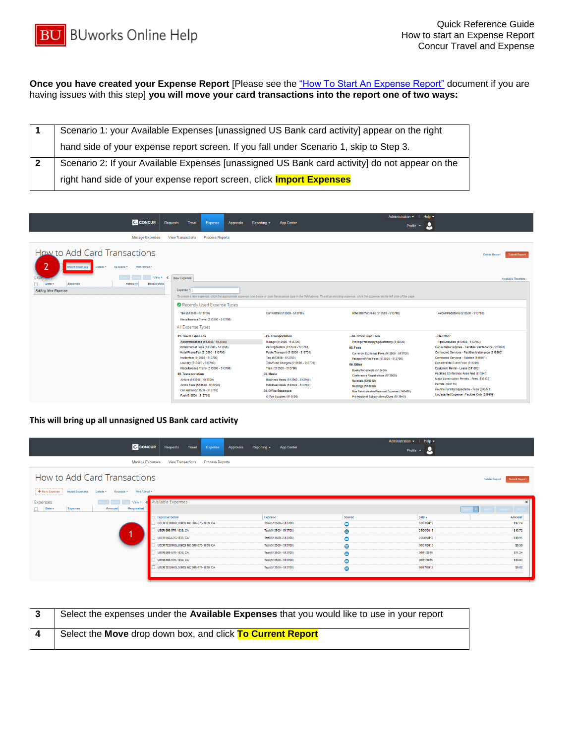**Once you have created your Expense Report** [Please see the "How To Start An Expense Report" document if you are having issues with this step] **you will move your card transactions into the report one of two ways:**

| | |
|---|---|
| **1** | Scenario 1: your Available Expenses [unassigned US Bank card activity] appear on the right hand side of your expense report screen. If you fall under Scenario 1, skip to Step 3. |
| **2** | Scenario 2: If your Available Expenses [unassigned US Bank card activity] do not appear on the right hand side of your expense report screen, click **Import Expenses** |

**This will bring up all unnasigned US Bank card activity**

| | |
|---|---|
| **3** | Select the expenses under the **Available Expenses** that you would like to use in your report |
| **4** | Select the **Move** drop down box, and click **To Current Report** |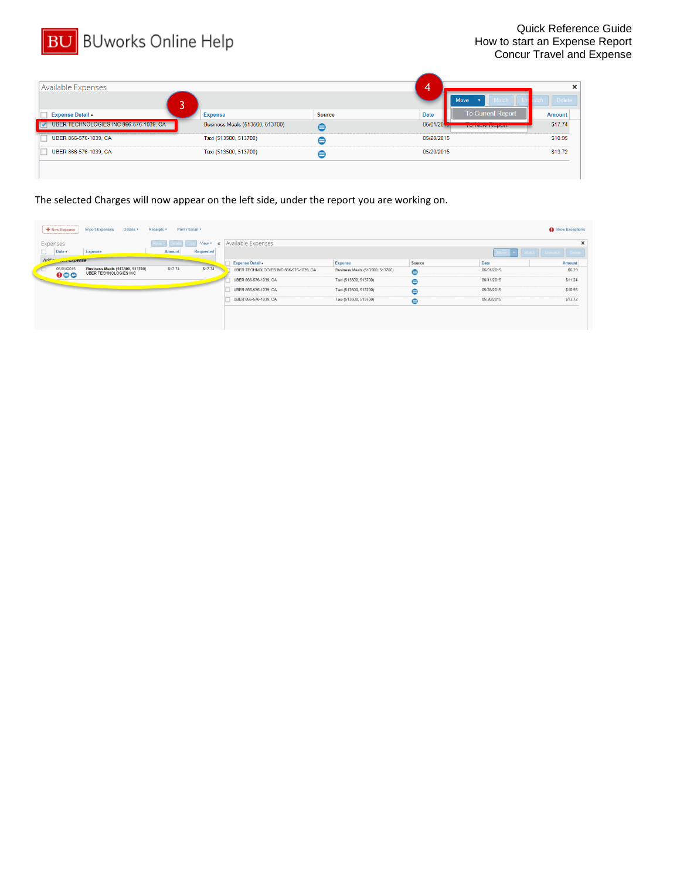The selected Charges will now appear on the left side, under the report you are working on.